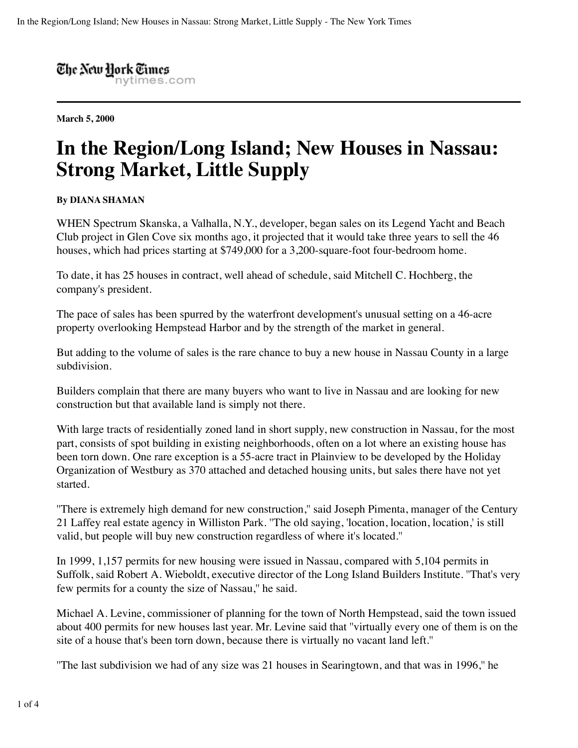March 5, 2000

# In the Region/Long Island; New Houses in Nassau: Strong Market, Little Supply

**By DIANA SHAMAN**

WHEN Spectrum Skanska, a Valhalla, N.Y., developer, began sales on its Legend Yacht and Beach Club project in Glen Cove six months ago, it projected that it would take three years to sell the 46 houses, which had prices starting at $749,000 for a 3,200-square-foot four-bedroom home.

To date, it has 25 houses in contract, well ahead of schedule, said Mitchell C. Hochberg, the company's president.

The pace of sales has been spurred by the waterfront development's unusual setting on a 46-acre property overlooking Hempstead Harbor and by the strength of the market in general.

But adding to the volume of sales is the rare chance to buy a new house in Nassau County in a large subdivision.

Builders complain that there are many buyers who want to live in Nassau and are looking for new construction but that available land is simply not there.

With large tracts of residentially zoned land in short supply, new construction in Nassau, for the most part, consists of spot building in existing neighborhoods, often on a lot where an existing house has been torn down. One rare exception is a 55-acre tract in Plainview to be developed by the Holiday Organization of Westbury as 370 attached and detached housing units, but sales there have not yet started.

"There is extremely high demand for new construction," said Joseph Pimenta, manager of the Century 21 Laffey real estate agency in Williston Park. "The old saying, 'location, location, location,' is still valid, but people will buy new construction regardless of where it's located."

In 1999, 1,157 permits for new housing were issued in Nassau, compared with 5,104 permits in Suffolk, said Robert A. Wieboldt, executive director of the Long Island Builders Institute. "That's very few permits for a county the size of Nassau," he said.

Michael A. Levine, commissioner of planning for the town of North Hempstead, said the town issued about 400 permits for new houses last year. Mr. Levine said that "virtually every one of them is on the site of a house that's been torn down, because there is virtually no vacant land left."

"The last subdivision we had of any size was 21 houses in Searingtown, and that was in 1996," he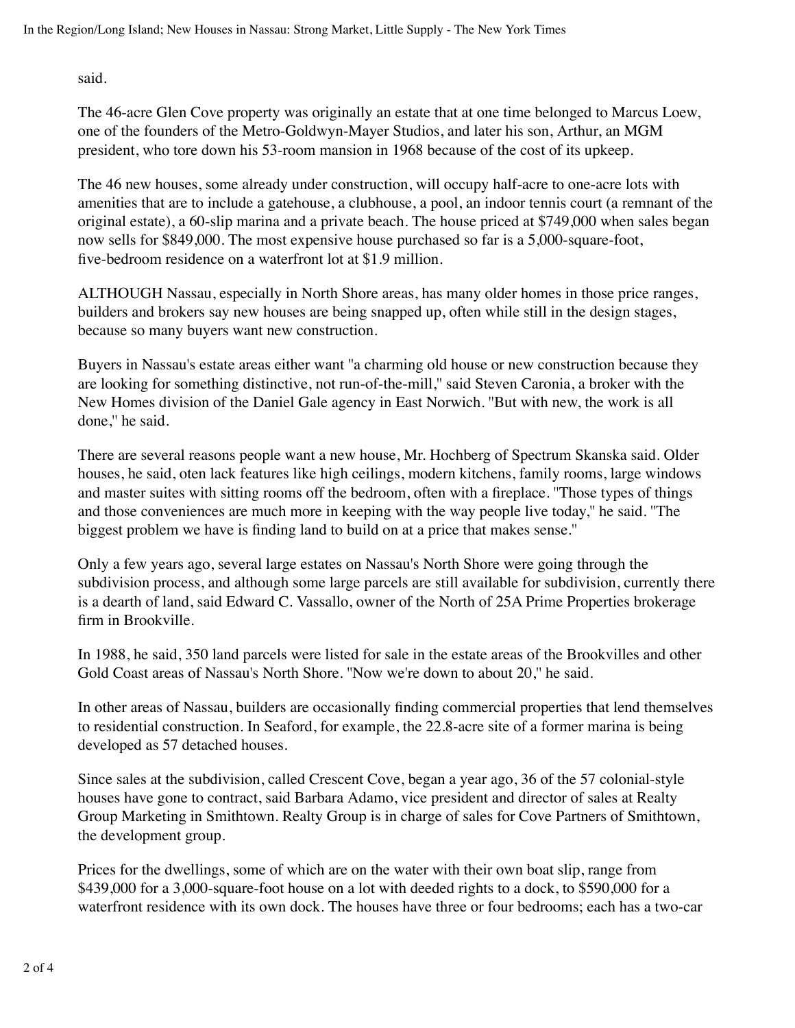said.

The 46-acre Glen Cove property was originally an estate that at one time belonged to Marcus Loew, one of the founders of the Metro-Goldwyn-Mayer Studios, and later his son, Arthur, an MGM president, who tore down his 53-room mansion in 1968 because of the cost of its upkeep.

The 46 new houses, some already under construction, will occupy half-acre to one-acre lots with amenities that are to include a gatehouse, a clubhouse, a pool, an indoor tennis court (a remnant of the original estate), a 60-slip marina and a private beach. The house priced at $749,000 when sales began now sells for $849,000. The most expensive house purchased so far is a 5,000-square-foot, five-bedroom residence on a waterfront lot at $1.9 million.

ALTHOUGH Nassau, especially in North Shore areas, has many older homes in those price ranges, builders and brokers say new houses are being snapped up, often while still in the design stages, because so many buyers want new construction.

Buyers in Nassau's estate areas either want "a charming old house or new construction because they are looking for something distinctive, not run-of-the-mill," said Steven Caronia, a broker with the New Homes division of the Daniel Gale agency in East Norwich. "But with new, the work is all done," he said.

There are several reasons people want a new house, Mr. Hochberg of Spectrum Skanska said. Older houses, he said, oten lack features like high ceilings, modern kitchens, family rooms, large windows and master suites with sitting rooms off the bedroom, often with a fireplace. "Those types of things and those conveniences are much more in keeping with the way people live today," he said. "The biggest problem we have is finding land to build on at a price that makes sense."

Only a few years ago, several large estates on Nassau's North Shore were going through the subdivision process, and although some large parcels are still available for subdivision, currently there is a dearth of land, said Edward C. Vassallo, owner of the North of 25A Prime Properties brokerage firm in Brookville.

In 1988, he said, 350 land parcels were listed for sale in the estate areas of the Brookvilles and other Gold Coast areas of Nassau's North Shore. "Now we're down to about 20," he said.

In other areas of Nassau, builders are occasionally finding commercial properties that lend themselves to residential construction. In Seaford, for example, the 22.8-acre site of a former marina is being developed as 57 detached houses.

Since sales at the subdivision, called Crescent Cove, began a year ago, 36 of the 57 colonial-style houses have gone to contract, said Barbara Adamo, vice president and director of sales at Realty Group Marketing in Smithtown. Realty Group is in charge of sales for Cove Partners of Smithtown, the development group.

Prices for the dwellings, some of which are on the water with their own boat slip, range from $439,000 for a 3,000-square-foot house on a lot with deeded rights to a dock, to $590,000 for a waterfront residence with its own dock. The houses have three or four bedrooms; each has a two-car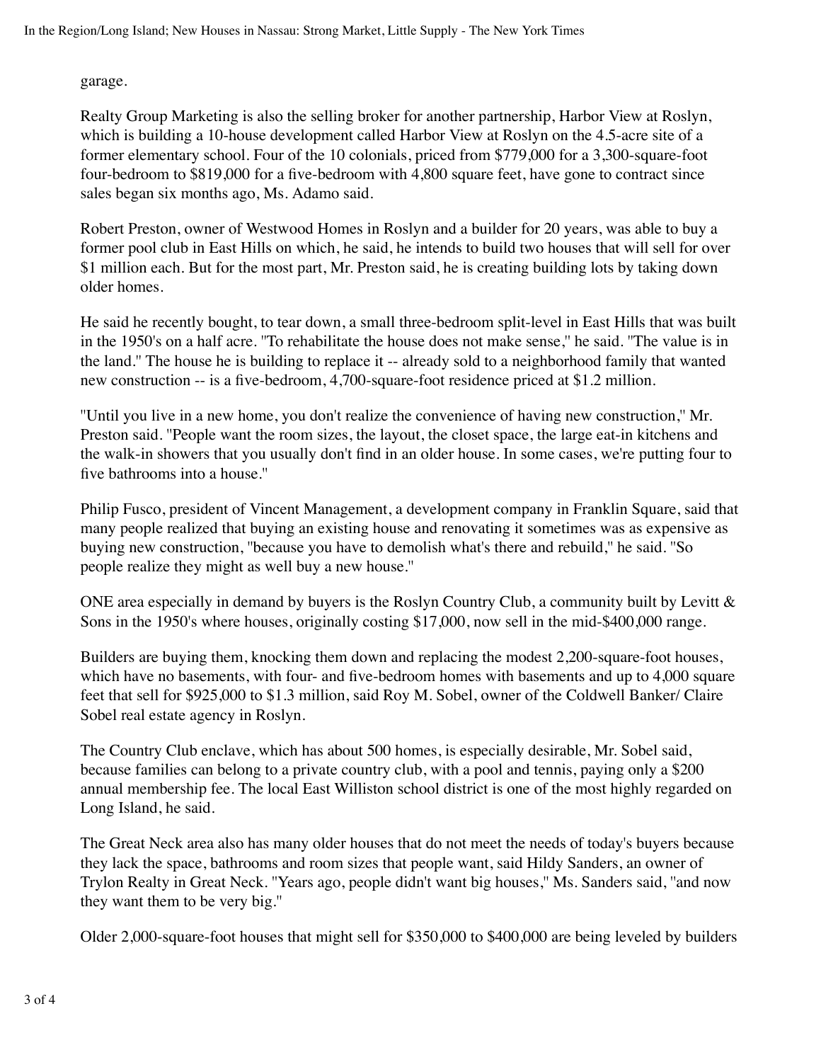garage.

Realty Group Marketing is also the selling broker for another partnership, Harbor View at Roslyn, which is building a 10-house development called Harbor View at Roslyn on the 4.5-acre site of a former elementary school. Four of the 10 colonials, priced from $779,000 for a 3,300-square-foot four-bedroom to $819,000 for a five-bedroom with 4,800 square feet, have gone to contract since sales began six months ago, Ms. Adamo said.

Robert Preston, owner of Westwood Homes in Roslyn and a builder for 20 years, was able to buy a former pool club in East Hills on which, he said, he intends to build two houses that will sell for over $1 million each. But for the most part, Mr. Preston said, he is creating building lots by taking down older homes.

He said he recently bought, to tear down, a small three-bedroom split-level in East Hills that was built in the 1950's on a half acre. "To rehabilitate the house does not make sense," he said. "The value is in the land." The house he is building to replace it -- already sold to a neighborhood family that wanted new construction -- is a five-bedroom, 4,700-square-foot residence priced at $1.2 million.

"Until you live in a new home, you don't realize the convenience of having new construction," Mr. Preston said. "People want the room sizes, the layout, the closet space, the large eat-in kitchens and the walk-in showers that you usually don't find in an older house. In some cases, we're putting four to five bathrooms into a house."

Philip Fusco, president of Vincent Management, a development company in Franklin Square, said that many people realized that buying an existing house and renovating it sometimes was as expensive as buying new construction, "because you have to demolish what's there and rebuild," he said. "So people realize they might as well buy a new house."

ONE area especially in demand by buyers is the Roslyn Country Club, a community built by Levitt & Sons in the 1950's where houses, originally costing $17,000, now sell in the mid-$400,000 range.

Builders are buying them, knocking them down and replacing the modest 2,200-square-foot houses, which have no basements, with four- and five-bedroom homes with basements and up to 4,000 square feet that sell for $925,000 to $1.3 million, said Roy M. Sobel, owner of the Coldwell Banker/ Claire Sobel real estate agency in Roslyn.

The Country Club enclave, which has about 500 homes, is especially desirable, Mr. Sobel said, because families can belong to a private country club, with a pool and tennis, paying only a $200 annual membership fee. The local East Williston school district is one of the most highly regarded on Long Island, he said.

The Great Neck area also has many older houses that do not meet the needs of today's buyers because they lack the space, bathrooms and room sizes that people want, said Hildy Sanders, an owner of Trylon Realty in Great Neck. "Years ago, people didn't want big houses," Ms. Sanders said, "and now they want them to be very big."

Older 2,000-square-foot houses that might sell for $350,000 to $400,000 are being leveled by builders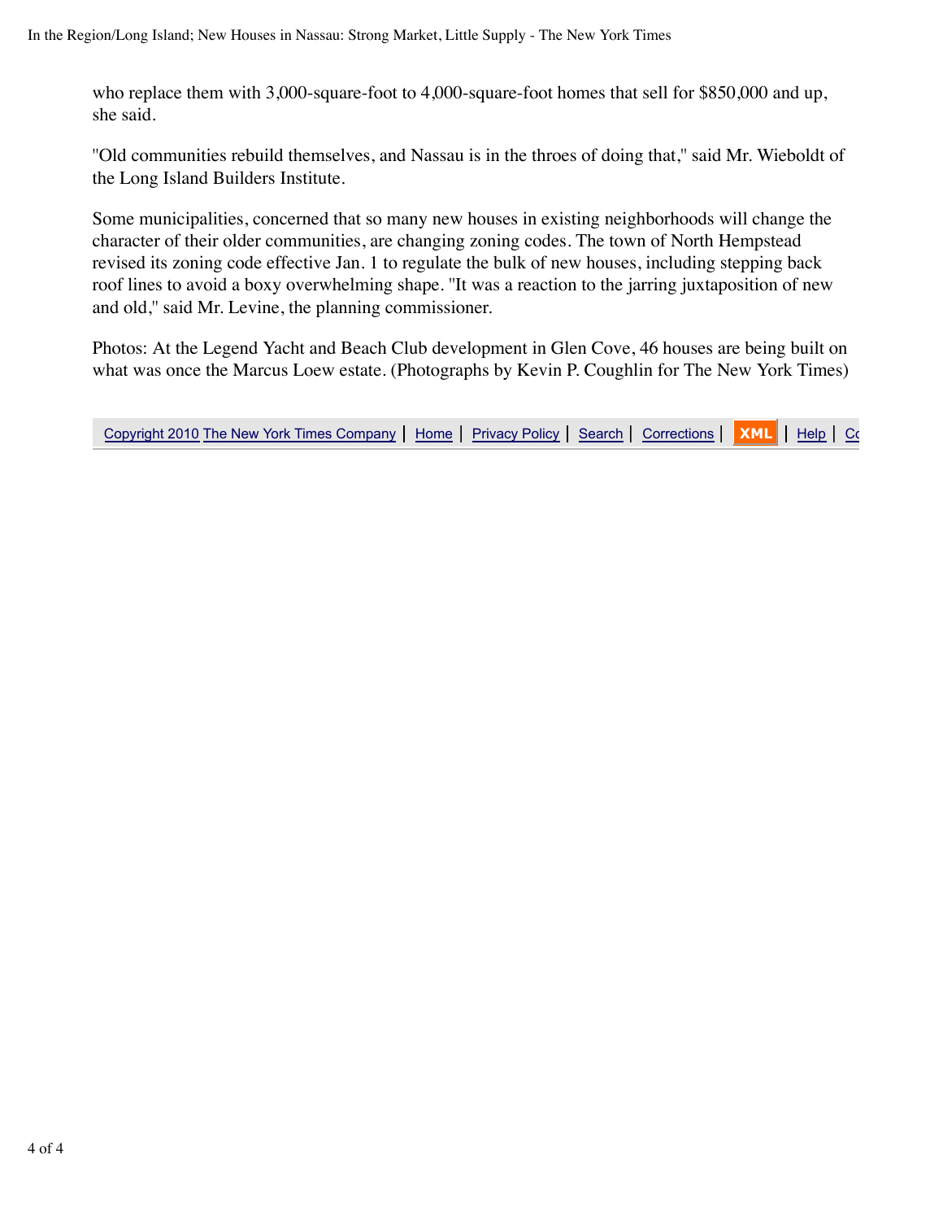who replace them with 3,000-square-foot to 4,000-square-foot homes that sell for $850,000 and up, she said.

"Old communities rebuild themselves, and Nassau is in the throes of doing that," said Mr. Wieboldt of the Long Island Builders Institute.

Some municipalities, concerned that so many new houses in existing neighborhoods will change the character of their older communities, are changing zoning codes. The town of North Hempstead revised its zoning code effective Jan. 1 to regulate the bulk of new houses, including stepping back roof lines to avoid a boxy overwhelming shape. "It was a reaction to the jarring juxtaposition of new and old," said Mr. Levine, the planning commissioner.

Photos: At the Legend Yacht and Beach Club development in Glen Cove, 46 houses are being built on what was once the Marcus Loew estate. (Photographs by Kevin P. Coughlin for The New York Times)

Copyright 2010 The New York Times Company | Home | Privacy Policy | Search | Corrections | XML | Help | Co